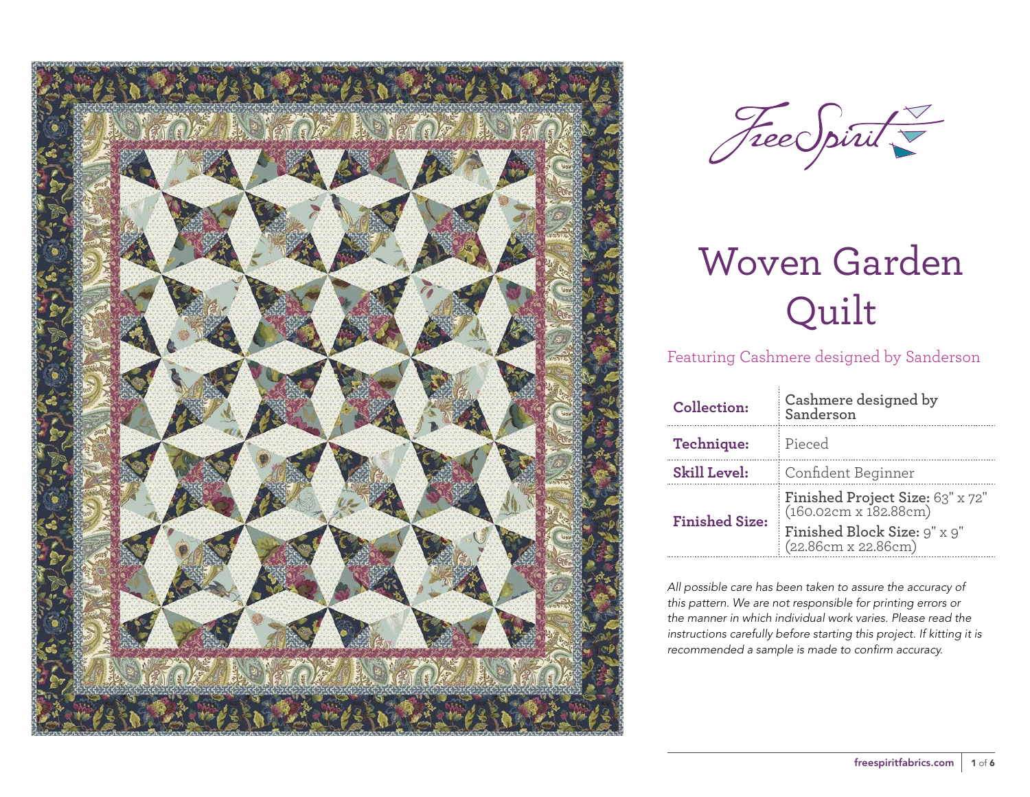FreeSpirit

# Woven Garden Quilt

Featuring Cashmere designed by Sanderson

| | |
|---|---|
| **Collection:** | Cashmere designed by Sanderson |
| **Technique:** | Pieced |
| **Skill Level:** | Confident Beginner |
| **Finished Size:** | **Finished Project Size:** 63" x 72" (160.02cm x 182.88cm)<br>**Finished Block Size:** 9" x 9" (22.86cm x 22.86cm) |

*All possible care has been taken to assure the accuracy of this pattern. We are not responsible for printing errors or the manner in which individual work varies. Please read the instructions carefully before starting this project. If kitting it is recommended a sample is made to confirm accuracy.*

freespiritfabrics.com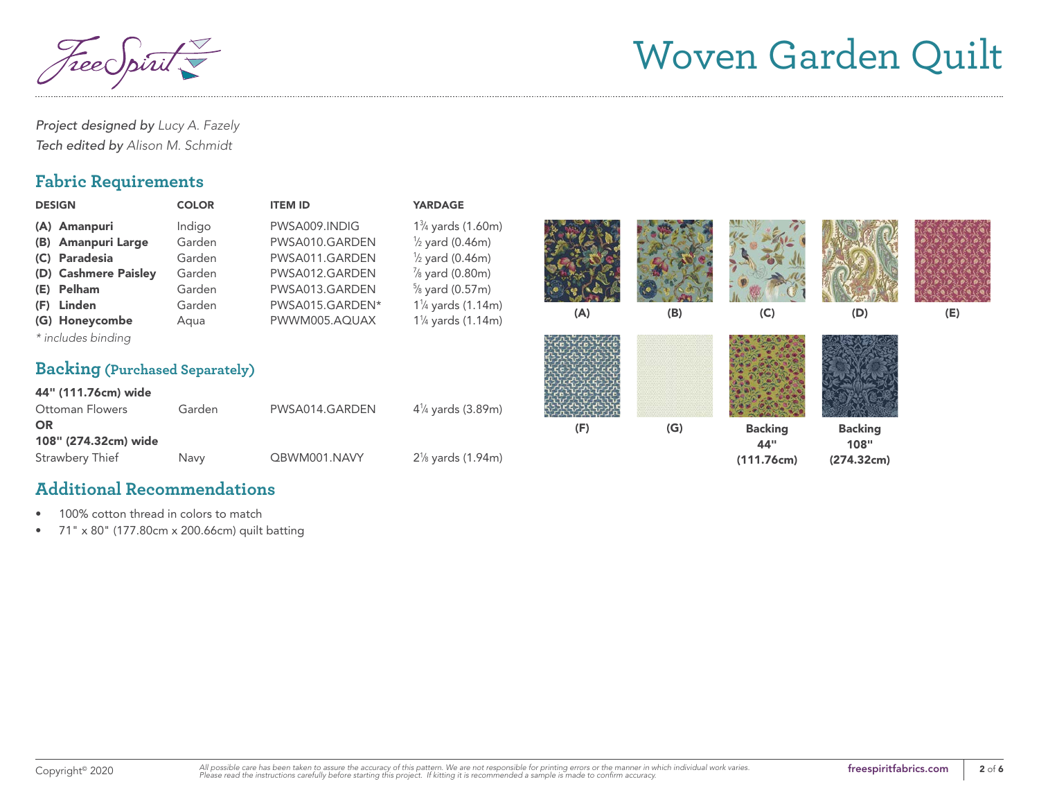# Woven Garden Quilt

*Project designed by* *Lucy A. Fazely*
*Tech edited by* *Alison M. Schmidt*

## Fabric Requirements

| DESIGN | COLOR | ITEM ID | YARDAGE |
|---|---|---|---|
| **(A) Amanpuri** | Indigo | PWSA009.INDIG | 1¾ yards (1.60m) |
| **(B) Amanpuri Large** | Garden | PWSA010.GARDEN | ½ yard (0.46m) |
| **(C) Paradesia** | Garden | PWSA011.GARDEN | ½ yard (0.46m) |
| **(D) Cashmere Paisley** | Garden | PWSA012.GARDEN | ⅞ yard (0.80m) |
| **(E) Pelham** | Garden | PWSA013.GARDEN | ⅝ yard (0.57m) |
| **(F) Linden** | Garden | PWSA015.GARDEN* | 1¼ yards (1.14m) |
| **(G) Honeycombe** | Aqua | PWWM005.AQUAX | 1¼ yards (1.14m) |

*\* includes binding*

## Backing (Purchased Separately)

| | | | |
|---|---|---|---|
| **44" (111.76cm) wide** | | | |
| Ottoman Flowers | Garden | PWSA014.GARDEN | 4¼ yards (3.89m) |
| **OR** | | | |
| **108" (274.32cm) wide** | | | |
| Strawbery Thief | Navy | QBWM001.NAVY | 2⅛ yards (1.94m) |

(A) (B) (C) (D) (E)

(F) (G) **Backing 44" (111.76cm)** **Backing 108" (274.32cm)**

## Additional Recommendations

- 100% cotton thread in colors to match
- 71" x 80" (177.80cm x 200.66cm) quilt batting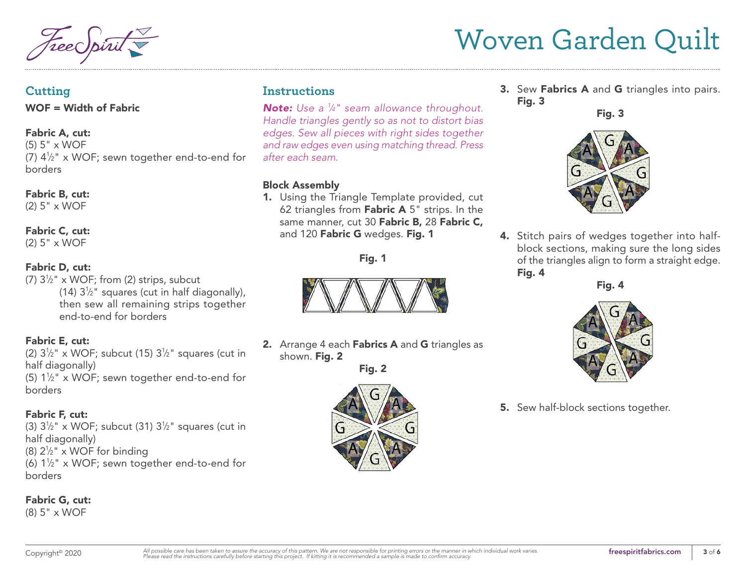# Woven Garden Quilt

## Cutting

**WOF = Width of Fabric**

**Fabric A, cut:**
(5) 5" x WOF
(7) 4½" x WOF; sewn together end-to-end for borders

**Fabric B, cut:**
(2) 5" x WOF

**Fabric C, cut:**
(2) 5" x WOF

**Fabric D, cut:**
(7) 3½" x WOF; from (2) strips, subcut (14) 3½" squares (cut in half diagonally), then sew all remaining strips together end-to-end for borders

**Fabric E, cut:**
(2) 3½" x WOF; subcut (15) 3½" squares (cut in half diagonally)
(5) 1½" x WOF; sewn together end-to-end for borders

**Fabric F, cut:**
(3) 3½" x WOF; subcut (31) 3½" squares (cut in half diagonally)
(8) 2½" x WOF for binding
(6) 1½" x WOF; sewn together end-to-end for borders

**Fabric G, cut:**
(8) 5" x WOF

## Instructions

***Note:*** *Use a ¼" seam allowance throughout. Handle triangles gently so as not to distort bias edges. Sew all pieces with right sides together and raw edges even using matching thread. Press after each seam.*

### Block Assembly

1. Using the Triangle Template provided, cut 62 triangles from **Fabric A** 5" strips. In the same manner, cut 30 **Fabric B,** 28 **Fabric C,** and 120 **Fabric G** wedges. **Fig. 1**

**Fig. 1**

2. Arrange 4 each **Fabrics A** and **G** triangles as shown. **Fig. 2**

**Fig. 2**

3. Sew **Fabrics A** and **G** triangles into pairs. **Fig. 3**

**Fig. 3**

4. Stitch pairs of wedges together into half-block sections, making sure the long sides of the triangles align to form a straight edge. **Fig. 4**

**Fig. 4**

5. Sew half-block sections together.

Copyright© 2020

*All possible care has been taken to assure the accuracy of this pattern. We are not responsible for printing errors or the manner in which individual work varies. Please read the instructions carefully before starting this project. If kitting it is recommended a sample is made to confirm accuracy.*

**freespiritfabrics.com**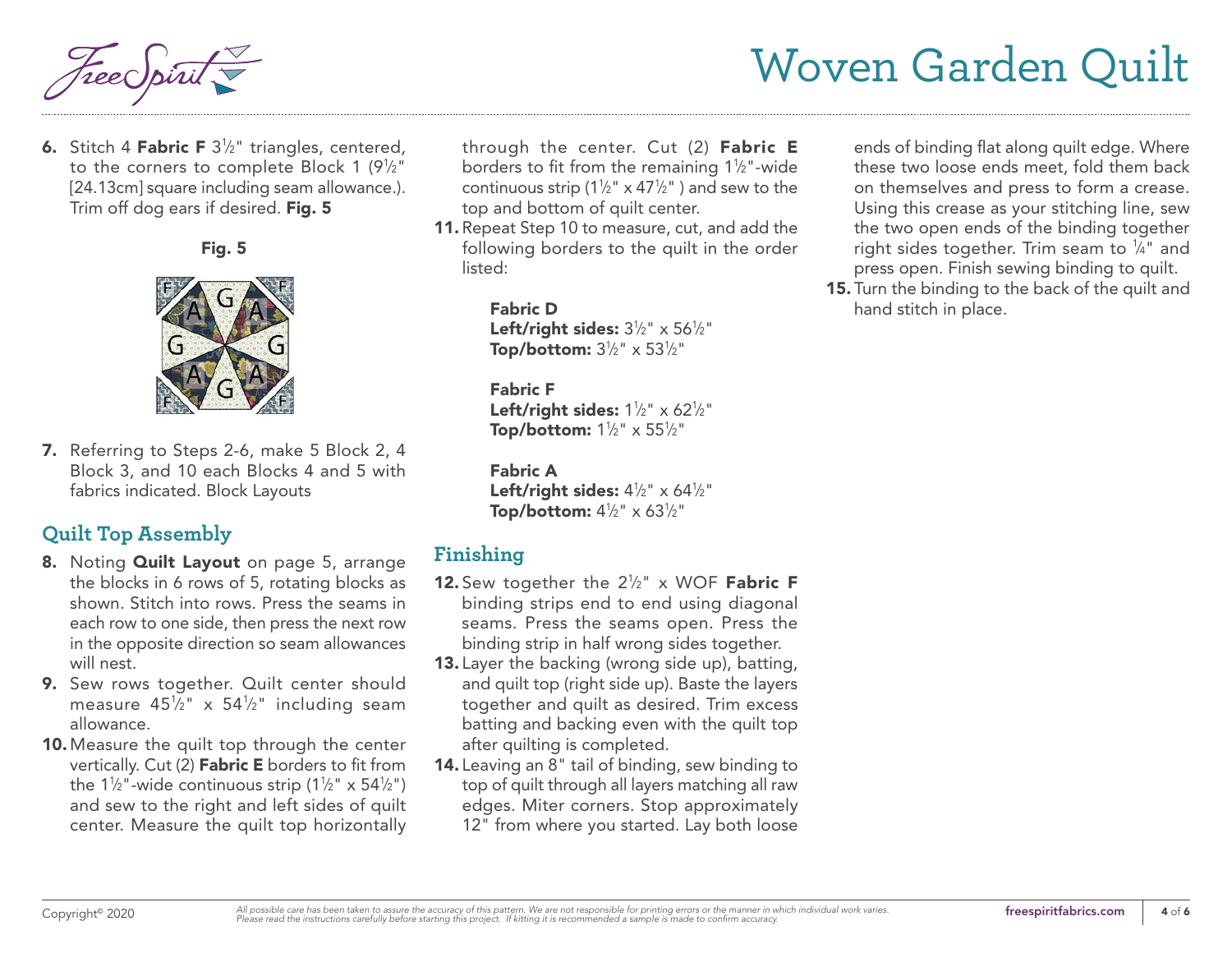6. Stitch 4 **Fabric F** 3½" triangles, centered, to the corners to complete Block 1 (9½" [24.13cm] square including seam allowance.). Trim off dog ears if desired. **Fig. 5**

**Fig. 5**

7. Referring to Steps 2-6, make 5 Block 2, 4 Block 3, and 10 each Blocks 4 and 5 with fabrics indicated. Block Layouts

## Quilt Top Assembly

8. Noting **Quilt Layout** on page 5, arrange the blocks in 6 rows of 5, rotating blocks as shown. Stitch into rows. Press the seams in each row to one side, then press the next row in the opposite direction so seam allowances will nest.
9. Sew rows together. Quilt center should measure 45½" x 54½" including seam allowance.
10. Measure the quilt top through the center vertically. Cut (2) **Fabric E** borders to fit from the 1½"-wide continuous strip (1½" x 54½") and sew to the right and left sides of quilt center. Measure the quilt top horizontally through the center. Cut (2) **Fabric E** borders to fit from the remaining 1½"-wide continuous strip (1½" x 47½" ) and sew to the top and bottom of quilt center.
11. Repeat Step 10 to measure, cut, and add the following borders to the quilt in the order listed:

    **Fabric D**
    **Left/right sides:** 3½" x 56½"
    **Top/bottom:** 3½" x 53½"

    **Fabric F**
    **Left/right sides:** 1½" x 62½"
    **Top/bottom:** 1½" x 55½"

    **Fabric A**
    **Left/right sides:** 4½" x 64½"
    **Top/bottom:** 4½" x 63½"

## Finishing

12. Sew together the 2½" x WOF **Fabric F** binding strips end to end using diagonal seams. Press the seams open. Press the binding strip in half wrong sides together.
13. Layer the backing (wrong side up), batting, and quilt top (right side up). Baste the layers together and quilt as desired. Trim excess batting and backing even with the quilt top after quilting is completed.
14. Leaving an 8" tail of binding, sew binding to top of quilt through all layers matching all raw edges. Miter corners. Stop approximately 12" from where you started. Lay both loose ends of binding flat along quilt edge. Where these two loose ends meet, fold them back on themselves and press to form a crease. Using this crease as your stitching line, sew the two open ends of the binding together right sides together. Trim seam to ¼" and press open. Finish sewing binding to quilt.
15. Turn the binding to the back of the quilt and hand stitch in place.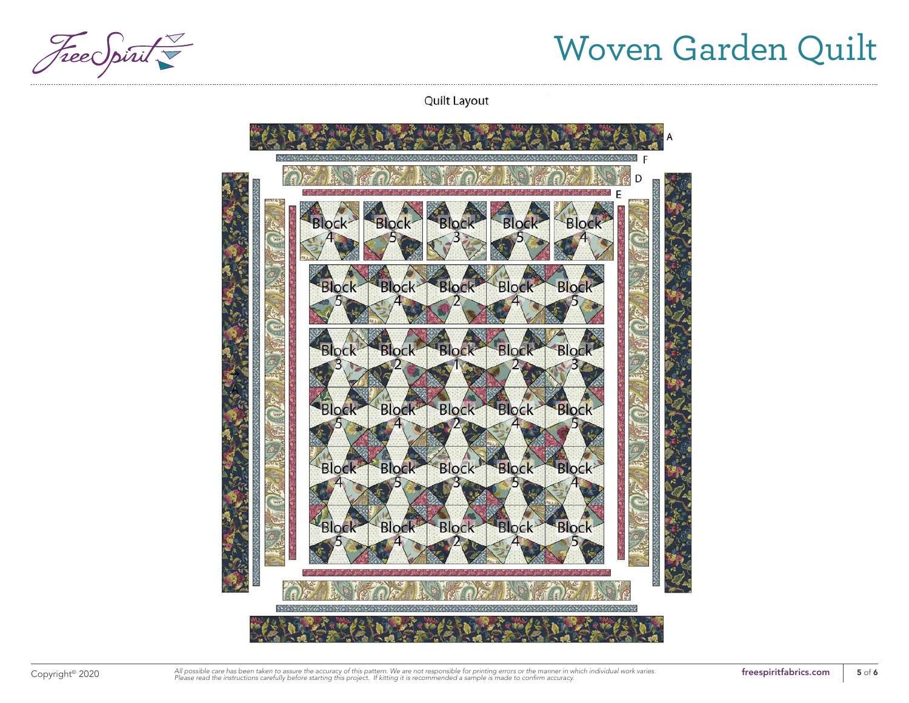## Quilt Layout

| | | | | |
|---|---|---|---|---|
| Block 4 | Block 5 | Block 3 | Block 5 | Block 4 |
| Block 5 | Block 4 | Block 2 | Block 4 | Block 5 |
| Block 3 | Block 2 | Block 1 | Block 2 | Block 3 |
| Block 5 | Block 4 | Block 2 | Block 4 | Block 5 |
| Block 4 | Block 5 | Block 3 | Block 5 | Block 4 |
| Block 5 | Block 4 | Block 2 | Block 4 | Block 5 |

A

F

D

E

A

*All possible care has been taken to assure the accuracy of this pattern. We are not responsible for printing errors or the manner in which individual work varies. Please read the instructions carefully before starting this project. If kitting it is recommended a sample is made to confirm accuracy.*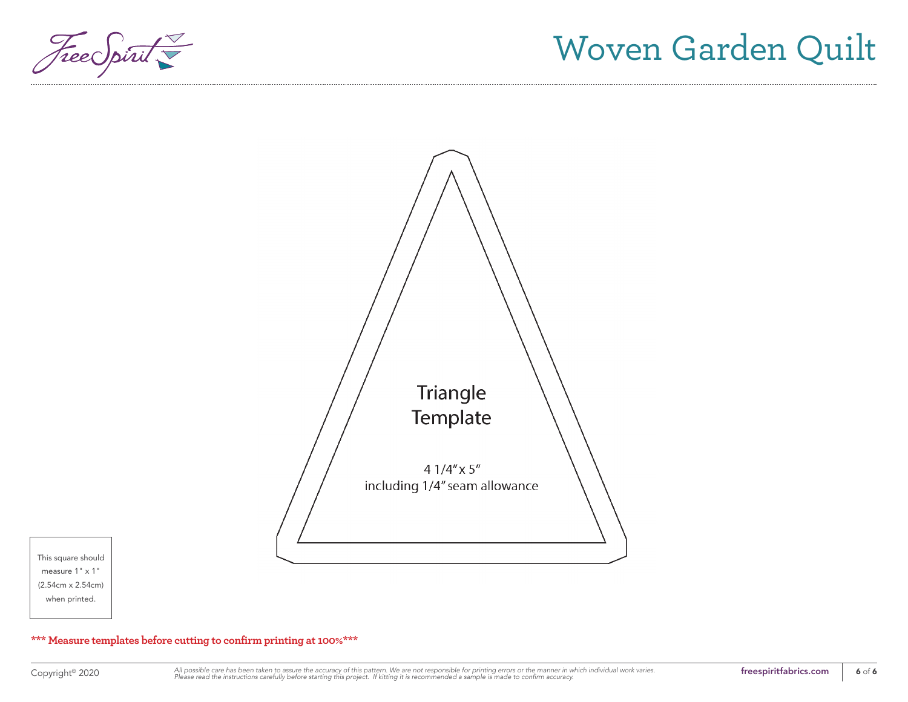Triangle Template

4 1/4" x 5"
including 1/4" seam allowance

This square should measure 1" x 1" (2.54cm x 2.54cm) when printed.

**\*\*\* Measure templates before cutting to confirm printing at 100%\*\*\***